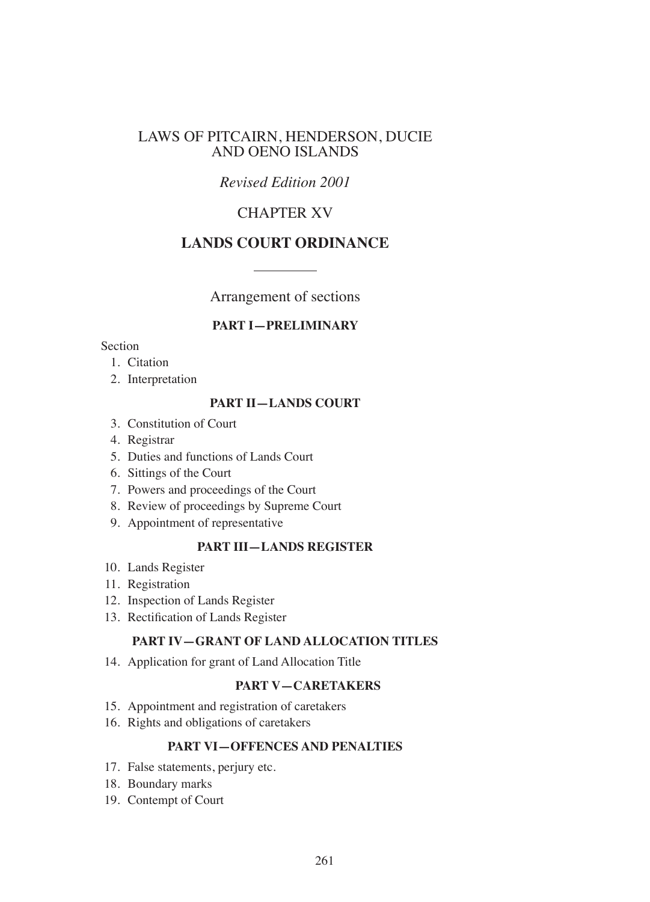# LAWS OF PITCAIRN, HENDERSON, DUCIE AND OENO ISLANDS

*Revised Edition 2001*

## CHAPTER XV

## LANDS COURT ORDINANCE

Arrangement of sections

### PART I—PRELIMINARY

Section

1. Citation
2. Interpretation

### PART II—LANDS COURT

3. Constitution of Court
4. Registrar
5. Duties and functions of Lands Court
6. Sittings of the Court
7. Powers and proceedings of the Court
8. Review of proceedings by Supreme Court
9. Appointment of representative

### PART III—LANDS REGISTER

10. Lands Register
11. Registration
12. Inspection of Lands Register
13. Rectification of Lands Register

### PART IV—GRANT OF LAND ALLOCATION TITLES

14. Application for grant of Land Allocation Title

### PART V—CARETAKERS

15. Appointment and registration of caretakers
16. Rights and obligations of caretakers

### PART VI—OFFENCES AND PENALTIES

17. False statements, perjury etc.
18. Boundary marks
19. Contempt of Court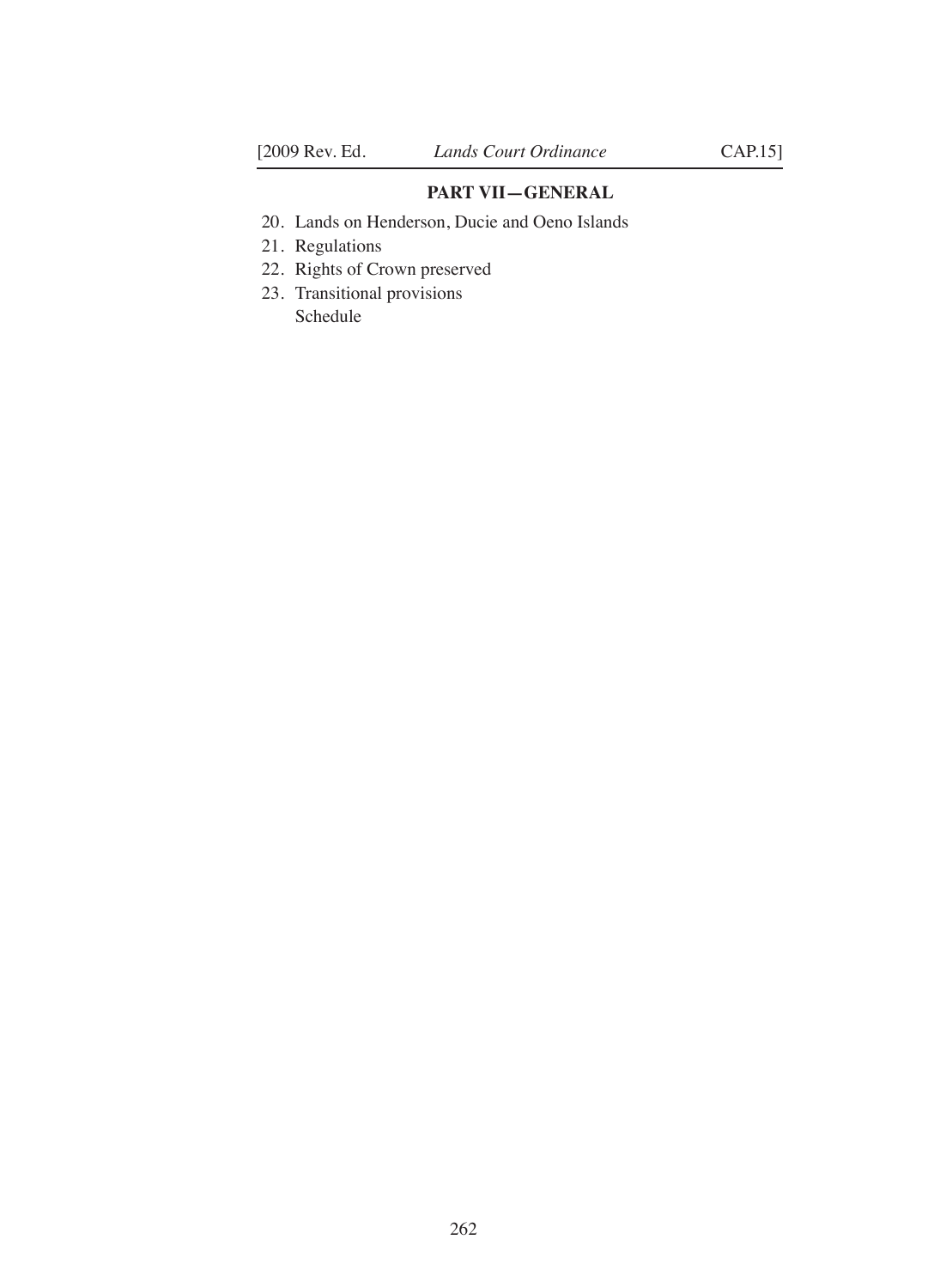**PART VII—GENERAL**

20. Lands on Henderson, Ducie and Oeno Islands
21. Regulations
22. Rights of Crown preserved
23. Transitional provisions

Schedule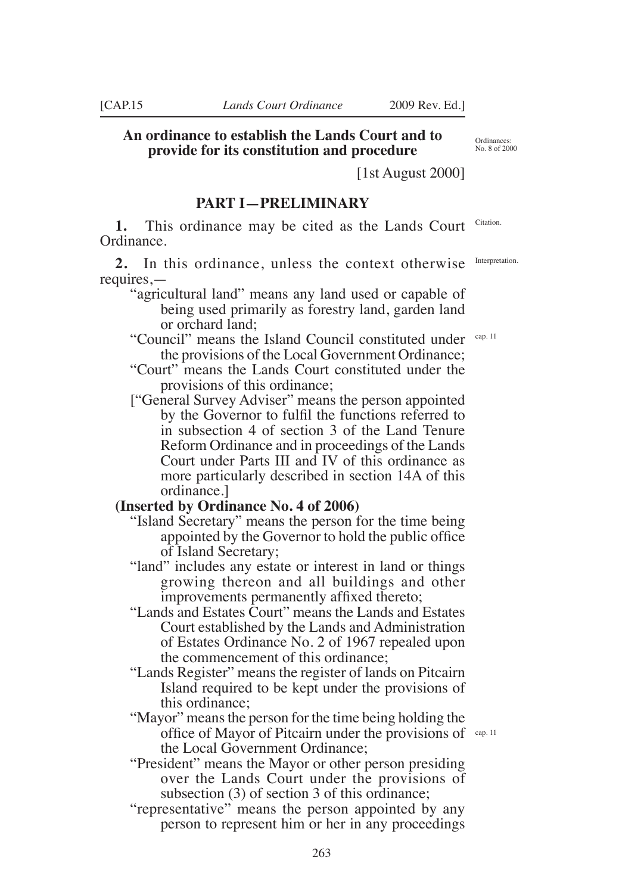**An ordinance to establish the Lands Court and to provide for its constitution and procedure**

Ordinances: No. 8 of 2000

[1st August 2000]

## PART I—PRELIMINARY

Citation.

**1.** This ordinance may be cited as the Lands Court Ordinance.

Interpretation.

**2.** In this ordinance, unless the context otherwise requires,—

"agricultural land" means any land used or capable of being used primarily as forestry land, garden land or orchard land;

"Council" means the Island Council constituted under the provisions of the Local Government Ordinance; (cap. 11)

"Court" means the Lands Court constituted under the provisions of this ordinance;

["General Survey Adviser" means the person appointed by the Governor to fulfil the functions referred to in subsection 4 of section 3 of the Land Tenure Reform Ordinance and in proceedings of the Lands Court under Parts III and IV of this ordinance as more particularly described in section 14A of this ordinance.]

**(Inserted by Ordinance No. 4 of 2006)**

"Island Secretary" means the person for the time being appointed by the Governor to hold the public office of Island Secretary;

"land" includes any estate or interest in land or things growing thereon and all buildings and other improvements permanently affixed thereto;

"Lands and Estates Court" means the Lands and Estates Court established by the Lands and Administration of Estates Ordinance No. 2 of 1967 repealed upon the commencement of this ordinance;

"Lands Register" means the register of lands on Pitcairn Island required to be kept under the provisions of this ordinance;

"Mayor" means the person for the time being holding the office of Mayor of Pitcairn under the provisions of the Local Government Ordinance; (cap. 11)

"President" means the Mayor or other person presiding over the Lands Court under the provisions of subsection (3) of section 3 of this ordinance;

"representative" means the person appointed by any person to represent him or her in any proceedings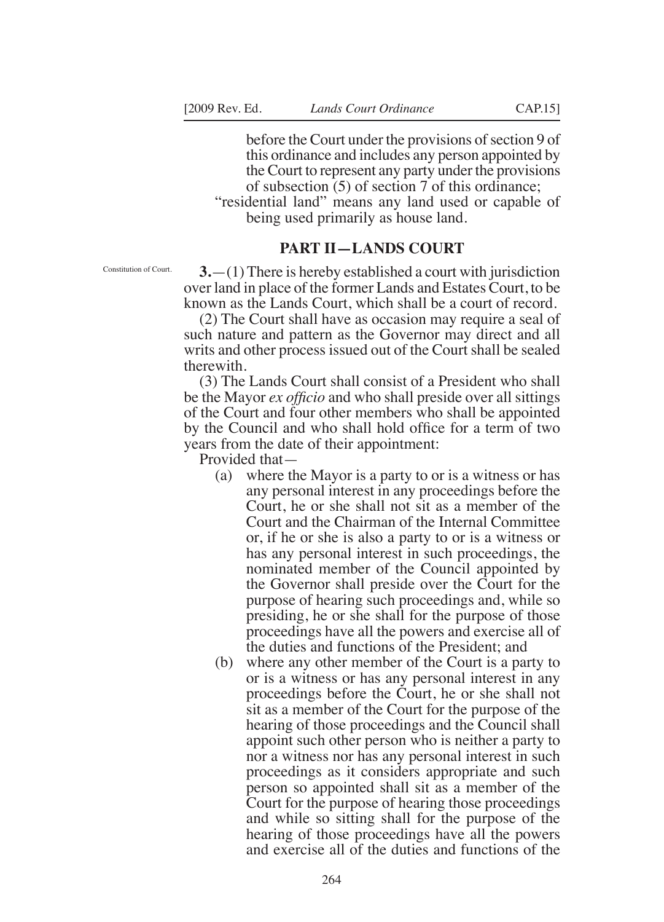before the Court under the provisions of section 9 of this ordinance and includes any person appointed by the Court to represent any party under the provisions of subsection (5) of section 7 of this ordinance;

"residential land" means any land used or capable of being used primarily as house land.

## PART II—LANDS COURT

Constitution of Court.

**3.**—(1) There is hereby established a court with jurisdiction over land in place of the former Lands and Estates Court, to be known as the Lands Court, which shall be a court of record.

(2) The Court shall have as occasion may require a seal of such nature and pattern as the Governor may direct and all writs and other process issued out of the Court shall be sealed therewith.

(3) The Lands Court shall consist of a President who shall be the Mayor *ex officio* and who shall preside over all sittings of the Court and four other members who shall be appointed by the Council and who shall hold office for a term of two years from the date of their appointment:

Provided that—

(a) where the Mayor is a party to or is a witness or has any personal interest in any proceedings before the Court, he or she shall not sit as a member of the Court and the Chairman of the Internal Committee or, if he or she is also a party to or is a witness or has any personal interest in such proceedings, the nominated member of the Council appointed by the Governor shall preside over the Court for the purpose of hearing such proceedings and, while so presiding, he or she shall for the purpose of those proceedings have all the powers and exercise all of the duties and functions of the President; and

(b) where any other member of the Court is a party to or is a witness or has any personal interest in any proceedings before the Court, he or she shall not sit as a member of the Court for the purpose of the hearing of those proceedings and the Council shall appoint such other person who is neither a party to nor a witness nor has any personal interest in such proceedings as it considers appropriate and such person so appointed shall sit as a member of the Court for the purpose of hearing those proceedings and while so sitting shall for the purpose of the hearing of those proceedings have all the powers and exercise all of the duties and functions of the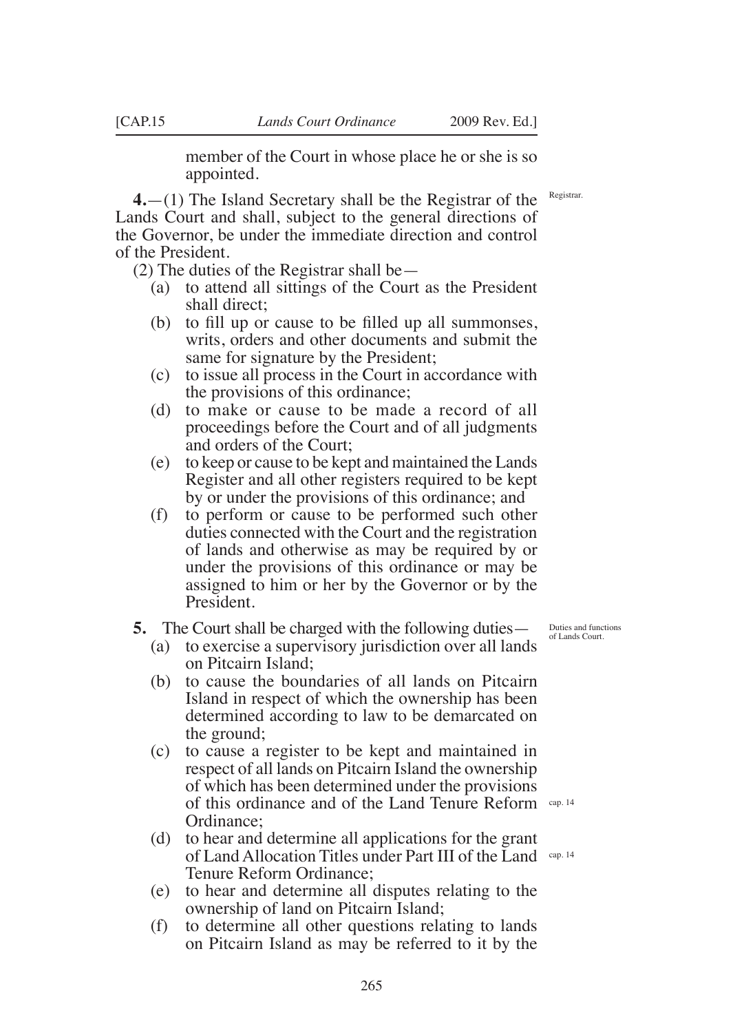member of the Court in whose place he or she is so appointed.

Registrar.

**4.**—(1) The Island Secretary shall be the Registrar of the Lands Court and shall, subject to the general directions of the Governor, be under the immediate direction and control of the President.

(2) The duties of the Registrar shall be—

(a) to attend all sittings of the Court as the President shall direct;

(b) to fill up or cause to be filled up all summonses, writs, orders and other documents and submit the same for signature by the President;

(c) to issue all process in the Court in accordance with the provisions of this ordinance;

(d) to make or cause to be made a record of all proceedings before the Court and of all judgments and orders of the Court;

(e) to keep or cause to be kept and maintained the Lands Register and all other registers required to be kept by or under the provisions of this ordinance; and

(f) to perform or cause to be performed such other duties connected with the Court and the registration of lands and otherwise as may be required by or under the provisions of this ordinance or may be assigned to him or her by the Governor or by the President.

Duties and functions of Lands Court.

**5.** The Court shall be charged with the following duties—

(a) to exercise a supervisory jurisdiction over all lands on Pitcairn Island;

(b) to cause the boundaries of all lands on Pitcairn Island in respect of which the ownership has been determined according to law to be demarcated on the ground;

(c) to cause a register to be kept and maintained in respect of all lands on Pitcairn Island the ownership of which has been determined under the provisions of this ordinance and of the Land Tenure Reform Ordinance; cap. 14

(d) to hear and determine all applications for the grant of Land Allocation Titles under Part III of the Land Tenure Reform Ordinance; cap. 14

(e) to hear and determine all disputes relating to the ownership of land on Pitcairn Island;

(f) to determine all other questions relating to lands on Pitcairn Island as may be referred to it by the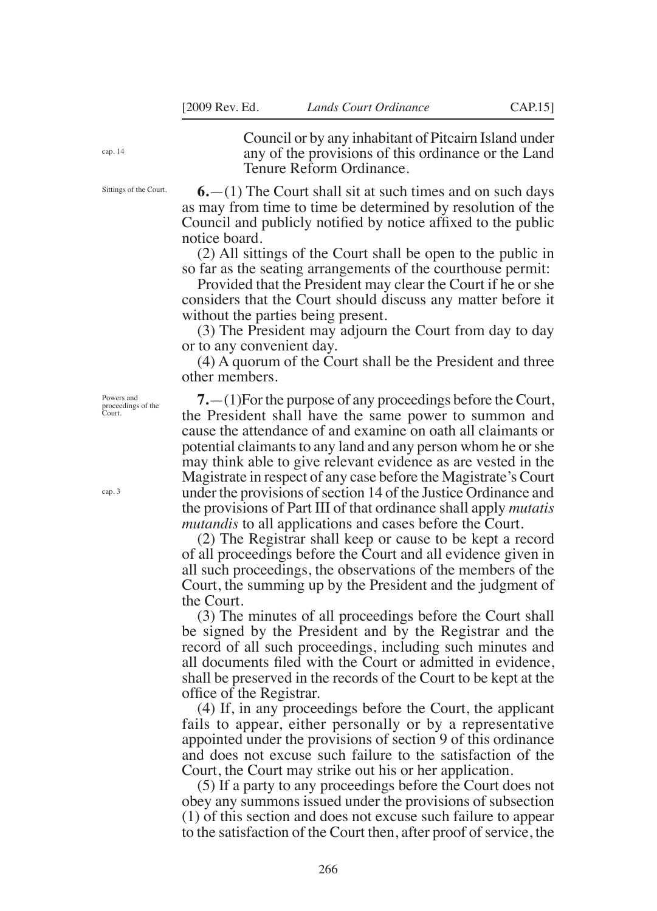Council or by any inhabitant of Pitcairn Island under any of the provisions of this ordinance or the Land Tenure Reform Ordinance.

cap. 14

Sittings of the Court.

**6.**—(1) The Court shall sit at such times and on such days as may from time to time be determined by resolution of the Council and publicly notified by notice affixed to the public notice board.

(2) All sittings of the Court shall be open to the public in so far as the seating arrangements of the courthouse permit:

Provided that the President may clear the Court if he or she considers that the Court should discuss any matter before it without the parties being present.

(3) The President may adjourn the Court from day to day or to any convenient day.

(4) A quorum of the Court shall be the President and three other members.

Powers and proceedings of the Court.

**7.**—(1)For the purpose of any proceedings before the Court, the President shall have the same power to summon and cause the attendance of and examine on oath all claimants or potential claimants to any land and any person whom he or she may think able to give relevant evidence as are vested in the Magistrate in respect of any case before the Magistrate's Court under the provisions of section 14 of the Justice Ordinance and the provisions of Part III of that ordinance shall apply *mutatis mutandis* to all applications and cases before the Court.

cap. 3

(2) The Registrar shall keep or cause to be kept a record of all proceedings before the Court and all evidence given in all such proceedings, the observations of the members of the Court, the summing up by the President and the judgment of the Court.

(3) The minutes of all proceedings before the Court shall be signed by the President and by the Registrar and the record of all such proceedings, including such minutes and all documents filed with the Court or admitted in evidence, shall be preserved in the records of the Court to be kept at the office of the Registrar.

(4) If, in any proceedings before the Court, the applicant fails to appear, either personally or by a representative appointed under the provisions of section 9 of this ordinance and does not excuse such failure to the satisfaction of the Court, the Court may strike out his or her application.

(5) If a party to any proceedings before the Court does not obey any summons issued under the provisions of subsection (1) of this section and does not excuse such failure to appear to the satisfaction of the Court then, after proof of service, the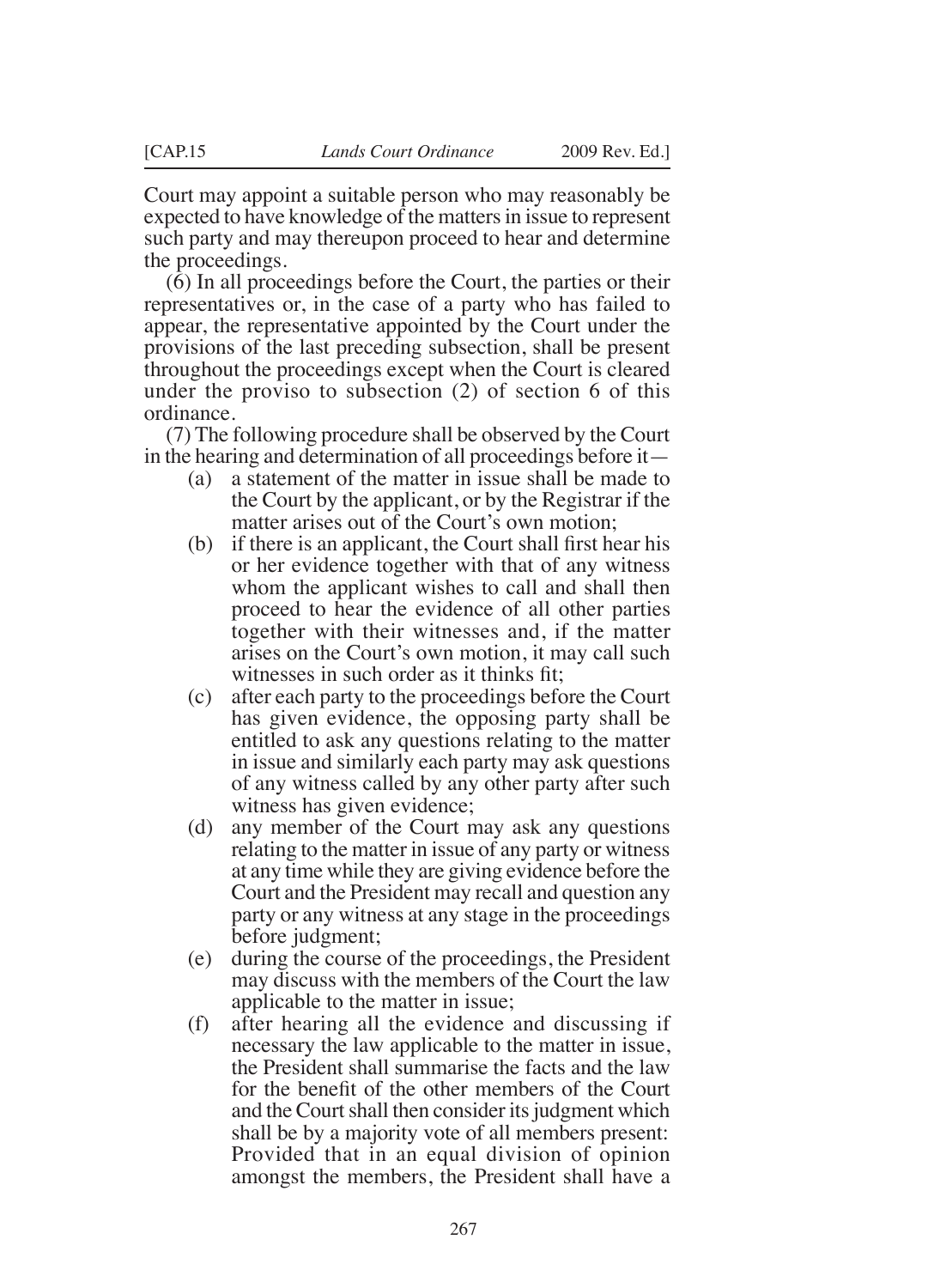Court may appoint a suitable person who may reasonably be expected to have knowledge of the matters in issue to represent such party and may thereupon proceed to hear and determine the proceedings.

(6) In all proceedings before the Court, the parties or their representatives or, in the case of a party who has failed to appear, the representative appointed by the Court under the provisions of the last preceding subsection, shall be present throughout the proceedings except when the Court is cleared under the proviso to subsection (2) of section 6 of this ordinance.

(7) The following procedure shall be observed by the Court in the hearing and determination of all proceedings before it—

- (a) a statement of the matter in issue shall be made to the Court by the applicant, or by the Registrar if the matter arises out of the Court's own motion;
- (b) if there is an applicant, the Court shall first hear his or her evidence together with that of any witness whom the applicant wishes to call and shall then proceed to hear the evidence of all other parties together with their witnesses and, if the matter arises on the Court's own motion, it may call such witnesses in such order as it thinks fit;
- (c) after each party to the proceedings before the Court has given evidence, the opposing party shall be entitled to ask any questions relating to the matter in issue and similarly each party may ask questions of any witness called by any other party after such witness has given evidence;
- (d) any member of the Court may ask any questions relating to the matter in issue of any party or witness at any time while they are giving evidence before the Court and the President may recall and question any party or any witness at any stage in the proceedings before judgment;
- (e) during the course of the proceedings, the President may discuss with the members of the Court the law applicable to the matter in issue;
- (f) after hearing all the evidence and discussing if necessary the law applicable to the matter in issue, the President shall summarise the facts and the law for the benefit of the other members of the Court and the Court shall then consider its judgment which shall be by a majority vote of all members present: Provided that in an equal division of opinion amongst the members, the President shall have a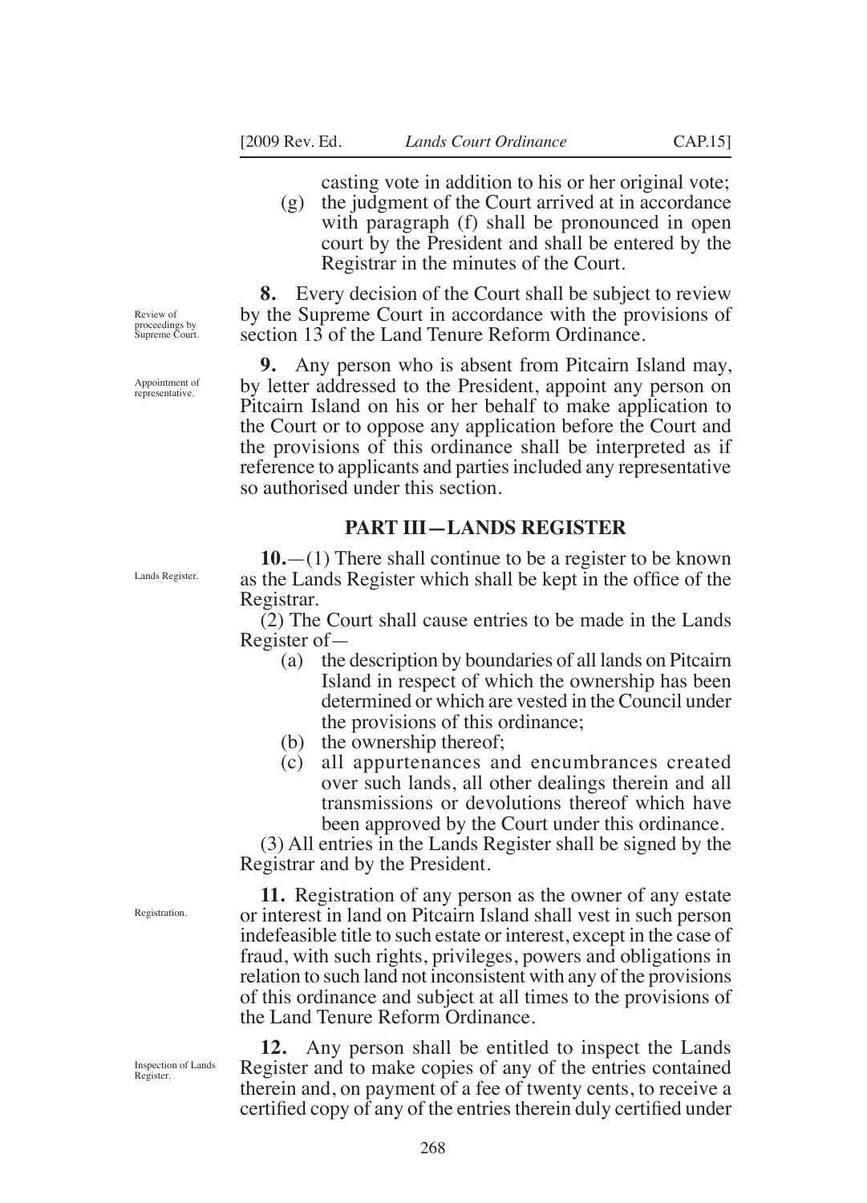casting vote in addition to his or her original vote;

(g) the judgment of the Court arrived at in accordance with paragraph (f) shall be pronounced in open court by the President and shall be entered by the Registrar in the minutes of the Court.

Review of proceedings by Supreme Court.

**8.** Every decision of the Court shall be subject to review by the Supreme Court in accordance with the provisions of section 13 of the Land Tenure Reform Ordinance.

Appointment of representative.

**9.** Any person who is absent from Pitcairn Island may, by letter addressed to the President, appoint any person on Pitcairn Island on his or her behalf to make application to the Court or to oppose any application before the Court and the provisions of this ordinance shall be interpreted as if reference to applicants and parties included any representative so authorised under this section.

## PART III—LANDS REGISTER

Lands Register.

**10.**—(1) There shall continue to be a register to be known as the Lands Register which shall be kept in the office of the Registrar.

(2) The Court shall cause entries to be made in the Lands Register of—

(a) the description by boundaries of all lands on Pitcairn Island in respect of which the ownership has been determined or which are vested in the Council under the provisions of this ordinance;

(b) the ownership thereof;

(c) all appurtenances and encumbrances created over such lands, all other dealings therein and all transmissions or devolutions thereof which have been approved by the Court under this ordinance.

(3) All entries in the Lands Register shall be signed by the Registrar and by the President.

Registration.

**11.** Registration of any person as the owner of any estate or interest in land on Pitcairn Island shall vest in such person indefeasible title to such estate or interest, except in the case of fraud, with such rights, privileges, powers and obligations in relation to such land not inconsistent with any of the provisions of this ordinance and subject at all times to the provisions of the Land Tenure Reform Ordinance.

Inspection of Lands Register.

**12.** Any person shall be entitled to inspect the Lands Register and to make copies of any of the entries contained therein and, on payment of a fee of twenty cents, to receive a certified copy of any of the entries therein duly certified under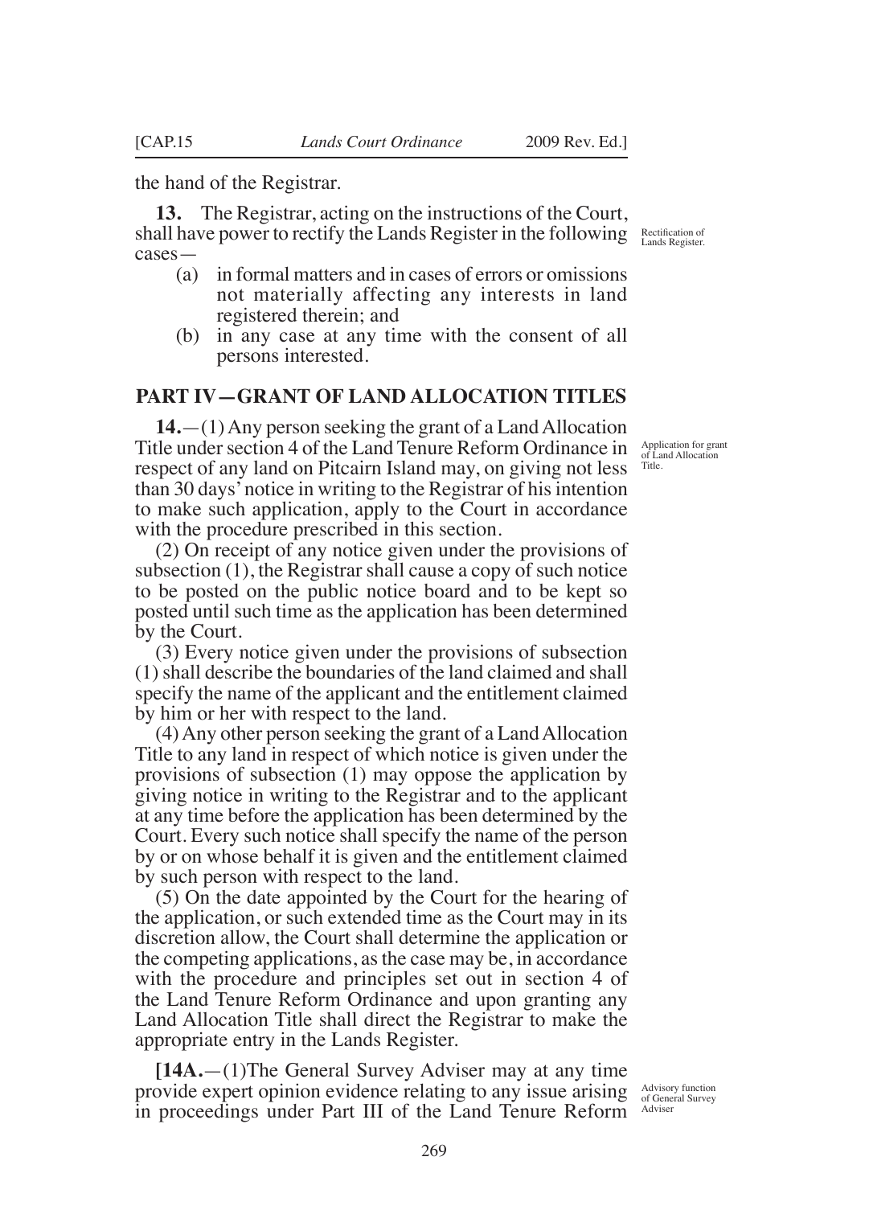the hand of the Registrar.

**13.** The Registrar, acting on the instructions of the Court, shall have power to rectify the Lands Register in the following cases—

Rectification of Lands Register.

(a) in formal matters and in cases of errors or omissions not materially affecting any interests in land registered therein; and

(b) in any case at any time with the consent of all persons interested.

## PART IV—GRANT OF LAND ALLOCATION TITLES

**14.**—(1) Any person seeking the grant of a Land Allocation Title under section 4 of the Land Tenure Reform Ordinance in respect of any land on Pitcairn Island may, on giving not less than 30 days' notice in writing to the Registrar of his intention to make such application, apply to the Court in accordance with the procedure prescribed in this section.

Application for grant of Land Allocation Title.

(2) On receipt of any notice given under the provisions of subsection (1), the Registrar shall cause a copy of such notice to be posted on the public notice board and to be kept so posted until such time as the application has been determined by the Court.

(3) Every notice given under the provisions of subsection (1) shall describe the boundaries of the land claimed and shall specify the name of the applicant and the entitlement claimed by him or her with respect to the land.

(4) Any other person seeking the grant of a Land Allocation Title to any land in respect of which notice is given under the provisions of subsection (1) may oppose the application by giving notice in writing to the Registrar and to the applicant at any time before the application has been determined by the Court. Every such notice shall specify the name of the person by or on whose behalf it is given and the entitlement claimed by such person with respect to the land.

(5) On the date appointed by the Court for the hearing of the application, or such extended time as the Court may in its discretion allow, the Court shall determine the application or the competing applications, as the case may be, in accordance with the procedure and principles set out in section 4 of the Land Tenure Reform Ordinance and upon granting any Land Allocation Title shall direct the Registrar to make the appropriate entry in the Lands Register.

**[14A.**—(1)The General Survey Adviser may at any time provide expert opinion evidence relating to any issue arising in proceedings under Part III of the Land Tenure Reform

Advisory function of General Survey Adviser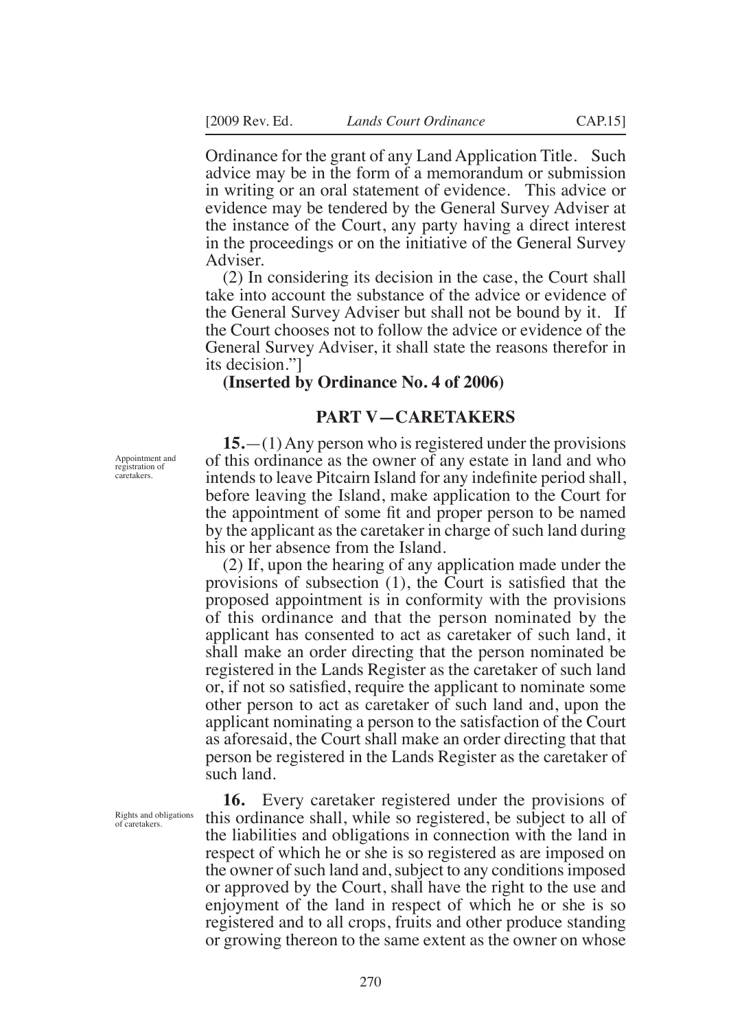Ordinance for the grant of any Land Application Title. Such advice may be in the form of a memorandum or submission in writing or an oral statement of evidence. This advice or evidence may be tendered by the General Survey Adviser at the instance of the Court, any party having a direct interest in the proceedings or on the initiative of the General Survey Adviser.

(2) In considering its decision in the case, the Court shall take into account the substance of the advice or evidence of the General Survey Adviser but shall not be bound by it. If the Court chooses not to follow the advice or evidence of the General Survey Adviser, it shall state the reasons therefor in its decision."]

**(Inserted by Ordinance No. 4 of 2006)**

## PART V—CARETAKERS

Appointment and registration of caretakers.

**15.**—(1) Any person who is registered under the provisions of this ordinance as the owner of any estate in land and who intends to leave Pitcairn Island for any indefinite period shall, before leaving the Island, make application to the Court for the appointment of some fit and proper person to be named by the applicant as the caretaker in charge of such land during his or her absence from the Island.

(2) If, upon the hearing of any application made under the provisions of subsection (1), the Court is satisfied that the proposed appointment is in conformity with the provisions of this ordinance and that the person nominated by the applicant has consented to act as caretaker of such land, it shall make an order directing that the person nominated be registered in the Lands Register as the caretaker of such land or, if not so satisfied, require the applicant to nominate some other person to act as caretaker of such land and, upon the applicant nominating a person to the satisfaction of the Court as aforesaid, the Court shall make an order directing that that person be registered in the Lands Register as the caretaker of such land.

Rights and obligations of caretakers.

**16.** Every caretaker registered under the provisions of this ordinance shall, while so registered, be subject to all of the liabilities and obligations in connection with the land in respect of which he or she is so registered as are imposed on the owner of such land and, subject to any conditions imposed or approved by the Court, shall have the right to the use and enjoyment of the land in respect of which he or she is so registered and to all crops, fruits and other produce standing or growing thereon to the same extent as the owner on whose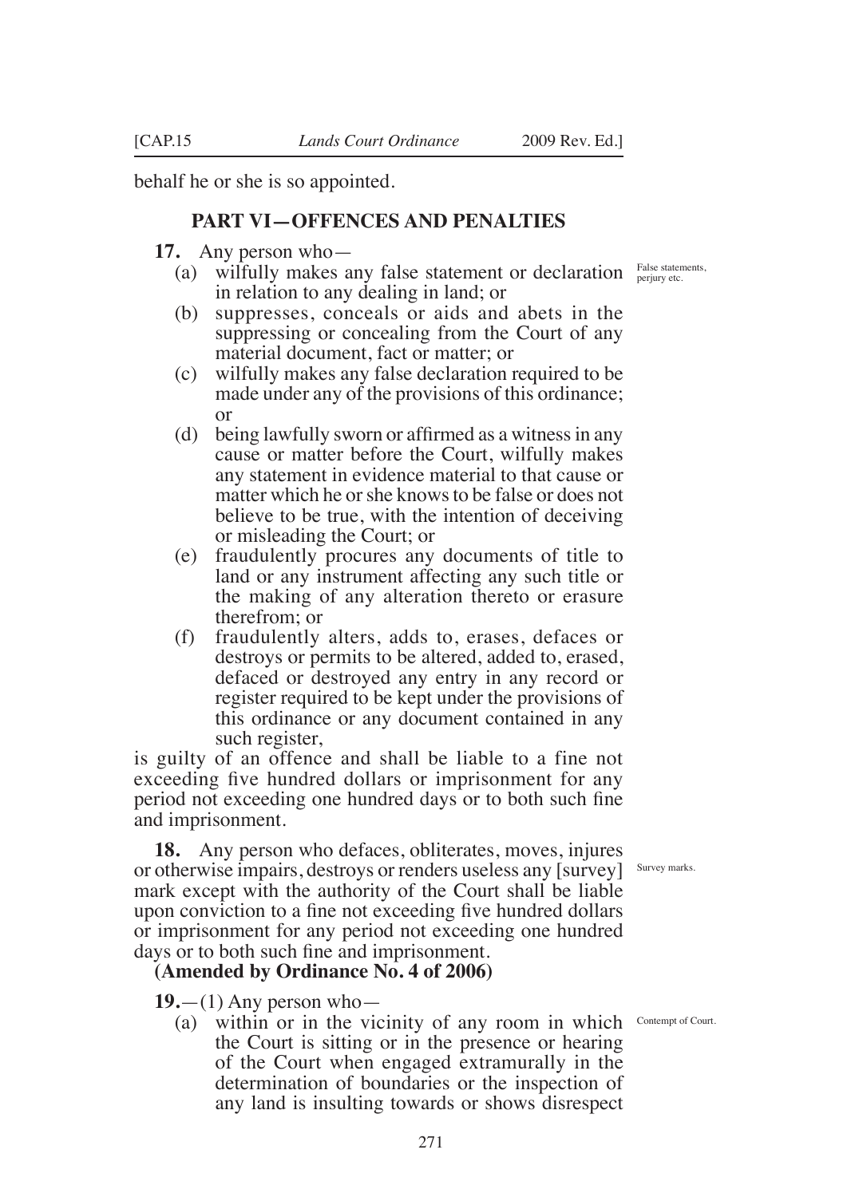behalf he or she is so appointed.

## PART VI—OFFENCES AND PENALTIES

False statements, perjury etc.

**17.** Any person who—

(a) wilfully makes any false statement or declaration in relation to any dealing in land; or

(b) suppresses, conceals or aids and abets in the suppressing or concealing from the Court of any material document, fact or matter; or

(c) wilfully makes any false declaration required to be made under any of the provisions of this ordinance; or

(d) being lawfully sworn or affirmed as a witness in any cause or matter before the Court, wilfully makes any statement in evidence material to that cause or matter which he or she knows to be false or does not believe to be true, with the intention of deceiving or misleading the Court; or

(e) fraudulently procures any documents of title to land or any instrument affecting any such title or the making of any alteration thereto or erasure therefrom; or

(f) fraudulently alters, adds to, erases, defaces or destroys or permits to be altered, added to, erased, defaced or destroyed any entry in any record or register required to be kept under the provisions of this ordinance or any document contained in any such register,

is guilty of an offence and shall be liable to a fine not exceeding five hundred dollars or imprisonment for any period not exceeding one hundred days or to both such fine and imprisonment.

Survey marks.

**18.** Any person who defaces, obliterates, moves, injures or otherwise impairs, destroys or renders useless any [survey] mark except with the authority of the Court shall be liable upon conviction to a fine not exceeding five hundred dollars or imprisonment for any period not exceeding one hundred days or to both such fine and imprisonment.

**(Amended by Ordinance No. 4 of 2006)**

Contempt of Court.

**19.**—(1) Any person who—

(a) within or in the vicinity of any room in which the Court is sitting or in the presence or hearing of the Court when engaged extramurally in the determination of boundaries or the inspection of any land is insulting towards or shows disrespect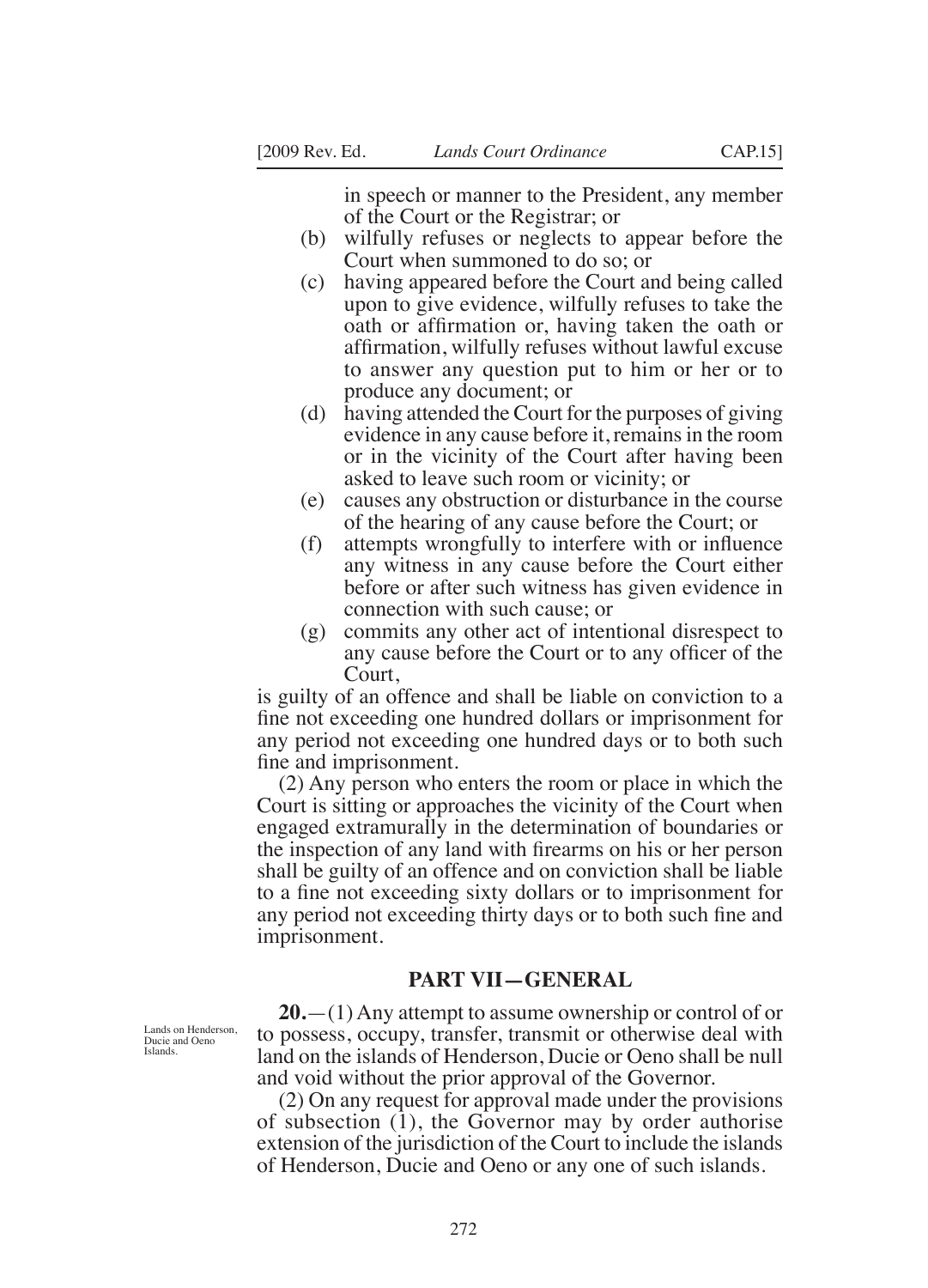in speech or manner to the President, any member of the Court or the Registrar; or

(b) wilfully refuses or neglects to appear before the Court when summoned to do so; or

(c) having appeared before the Court and being called upon to give evidence, wilfully refuses to take the oath or affirmation or, having taken the oath or affirmation, wilfully refuses without lawful excuse to answer any question put to him or her or to produce any document; or

(d) having attended the Court for the purposes of giving evidence in any cause before it, remains in the room or in the vicinity of the Court after having been asked to leave such room or vicinity; or

(e) causes any obstruction or disturbance in the course of the hearing of any cause before the Court; or

(f) attempts wrongfully to interfere with or influence any witness in any cause before the Court either before or after such witness has given evidence in connection with such cause; or

(g) commits any other act of intentional disrespect to any cause before the Court or to any officer of the Court,

is guilty of an offence and shall be liable on conviction to a fine not exceeding one hundred dollars or imprisonment for any period not exceeding one hundred days or to both such fine and imprisonment.

(2) Any person who enters the room or place in which the Court is sitting or approaches the vicinity of the Court when engaged extramurally in the determination of boundaries or the inspection of any land with firearms on his or her person shall be guilty of an offence and on conviction shall be liable to a fine not exceeding sixty dollars or to imprisonment for any period not exceeding thirty days or to both such fine and imprisonment.

## PART VII—GENERAL

Lands on Henderson, Ducie and Oeno Islands.

**20.**—(1) Any attempt to assume ownership or control of or to possess, occupy, transfer, transmit or otherwise deal with land on the islands of Henderson, Ducie or Oeno shall be null and void without the prior approval of the Governor.

(2) On any request for approval made under the provisions of subsection (1), the Governor may by order authorise extension of the jurisdiction of the Court to include the islands of Henderson, Ducie and Oeno or any one of such islands.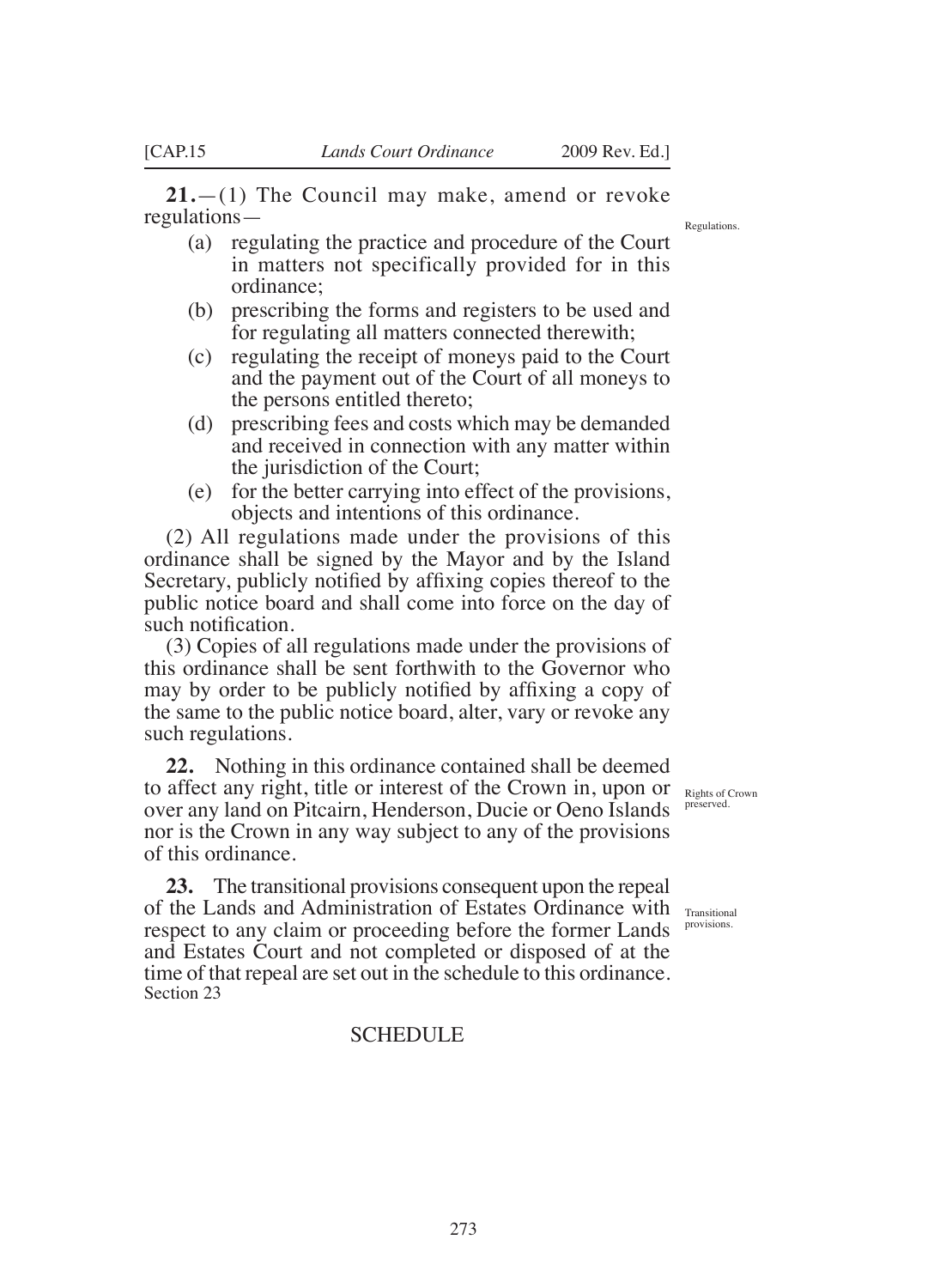**21.**—(1) The Council may make, amend or revoke regulations—

Regulations.

(a) regulating the practice and procedure of the Court in matters not specifically provided for in this ordinance;

(b) prescribing the forms and registers to be used and for regulating all matters connected therewith;

(c) regulating the receipt of moneys paid to the Court and the payment out of the Court of all moneys to the persons entitled thereto;

(d) prescribing fees and costs which may be demanded and received in connection with any matter within the jurisdiction of the Court;

(e) for the better carrying into effect of the provisions, objects and intentions of this ordinance.

(2) All regulations made under the provisions of this ordinance shall be signed by the Mayor and by the Island Secretary, publicly notified by affixing copies thereof to the public notice board and shall come into force on the day of such notification.

(3) Copies of all regulations made under the provisions of this ordinance shall be sent forthwith to the Governor who may by order to be publicly notified by affixing a copy of the same to the public notice board, alter, vary or revoke any such regulations.

**22.** Nothing in this ordinance contained shall be deemed to affect any right, title or interest of the Crown in, upon or over any land on Pitcairn, Henderson, Ducie or Oeno Islands nor is the Crown in any way subject to any of the provisions of this ordinance.

Rights of Crown preserved.

**23.** The transitional provisions consequent upon the repeal of the Lands and Administration of Estates Ordinance with respect to any claim or proceeding before the former Lands and Estates Court and not completed or disposed of at the time of that repeal are set out in the schedule to this ordinance.

Transitional provisions.

Section 23

SCHEDULE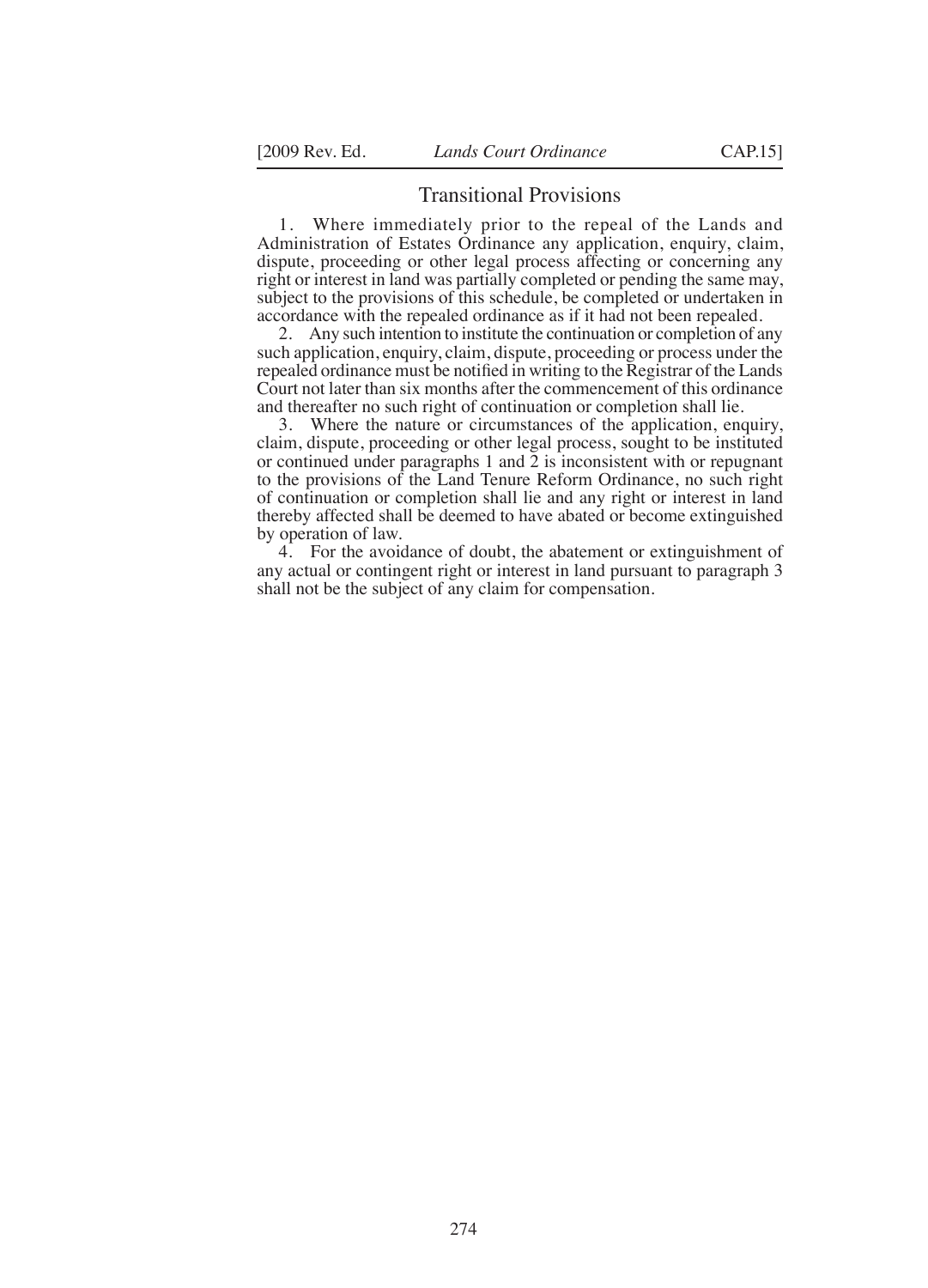## Transitional Provisions

1. Where immediately prior to the repeal of the Lands and Administration of Estates Ordinance any application, enquiry, claim, dispute, proceeding or other legal process affecting or concerning any right or interest in land was partially completed or pending the same may, subject to the provisions of this schedule, be completed or undertaken in accordance with the repealed ordinance as if it had not been repealed.

2. Any such intention to institute the continuation or completion of any such application, enquiry, claim, dispute, proceeding or process under the repealed ordinance must be notified in writing to the Registrar of the Lands Court not later than six months after the commencement of this ordinance and thereafter no such right of continuation or completion shall lie.

3. Where the nature or circumstances of the application, enquiry, claim, dispute, proceeding or other legal process, sought to be instituted or continued under paragraphs 1 and 2 is inconsistent with or repugnant to the provisions of the Land Tenure Reform Ordinance, no such right of continuation or completion shall lie and any right or interest in land thereby affected shall be deemed to have abated or become extinguished by operation of law.

4. For the avoidance of doubt, the abatement or extinguishment of any actual or contingent right or interest in land pursuant to paragraph 3 shall not be the subject of any claim for compensation.